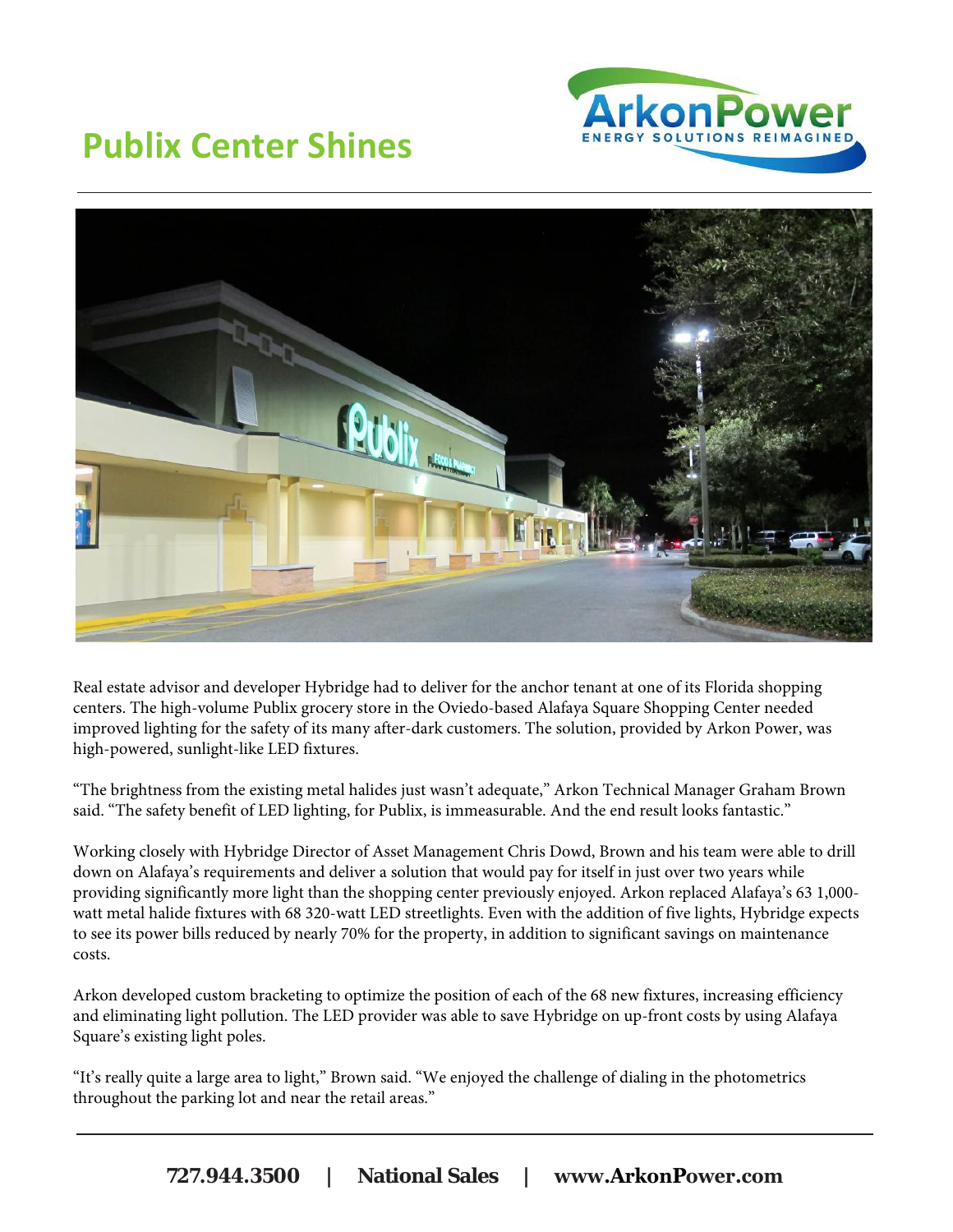# Publix Center Shines

ArkonPower
ENERGY SOLUTIONS REIMAGINED

Real estate advisor and developer Hybridge had to deliver for the anchor tenant at one of its Florida shopping centers. The high-volume Publix grocery store in the Oviedo-based Alafaya Square Shopping Center needed improved lighting for the safety of its many after-dark customers. The solution, provided by Arkon Power, was high-powered, sunlight-like LED fixtures.

"The brightness from the existing metal halides just wasn't adequate," Arkon Technical Manager Graham Brown said. "The safety benefit of LED lighting, for Publix, is immeasurable. And the end result looks fantastic."

Working closely with Hybridge Director of Asset Management Chris Dowd, Brown and his team were able to drill down on Alafaya's requirements and deliver a solution that would pay for itself in just over two years while providing significantly more light than the shopping center previously enjoyed. Arkon replaced Alafaya's 63 1,000-watt metal halide fixtures with 68 320-watt LED streetlights. Even with the addition of five lights, Hybridge expects to see its power bills reduced by nearly 70% for the property, in addition to significant savings on maintenance costs.

Arkon developed custom bracketing to optimize the position of each of the 68 new fixtures, increasing efficiency and eliminating light pollution. The LED provider was able to save Hybridge on up-front costs by using Alafaya Square's existing light poles.

"It's really quite a large area to light," Brown said. "We enjoyed the challenge of dialing in the photometrics throughout the parking lot and near the retail areas."

**727.944.3500 | National Sales | www.ArkonPower.com**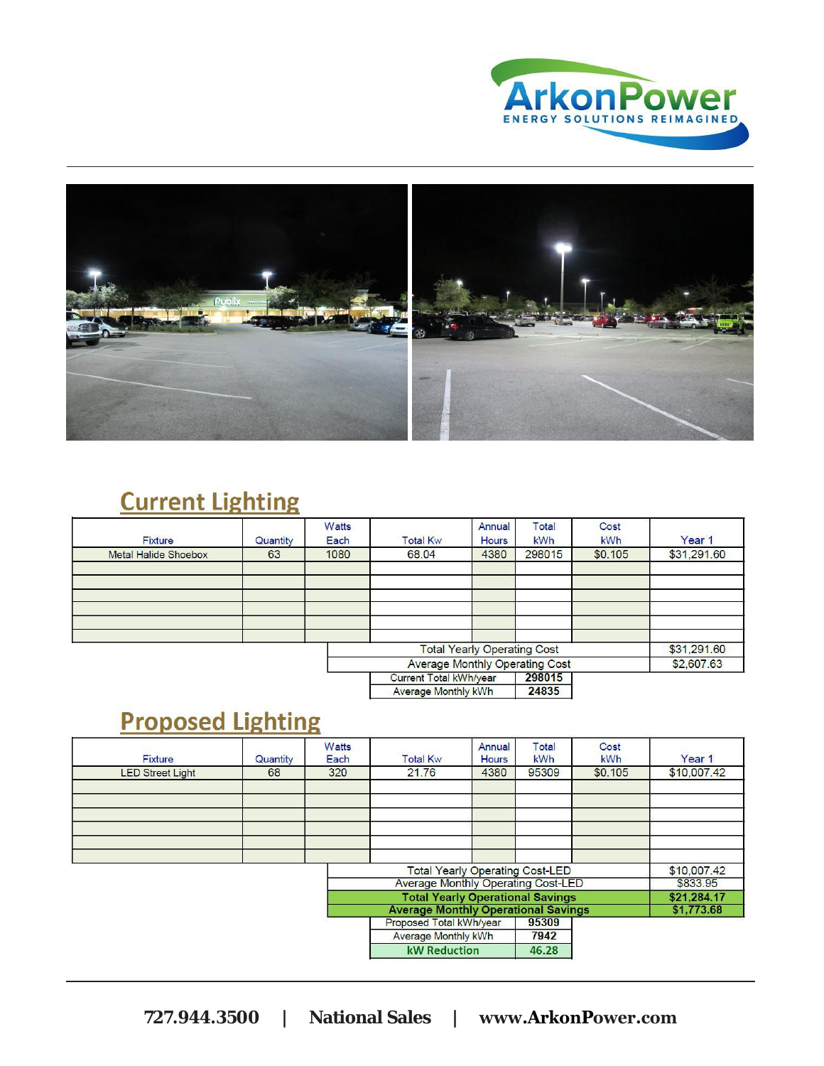## Current Lighting

| Fixture | Quantity | Watts Each | Total Kw | Annual Hours | Total kWh | Cost kWh | Year 1 |
|---|---|---|---|---|---|---|---|
| Metal Halide Shoebox | 63 | 1080 | 68.04 | 4380 | 298015 | $0.105 | $31,291.60 |
| | | | | | | | |
| | | | | | | | |
| | | | | | | | |
| | | | | | | | |
| | | | | | | | |
| | | | | | | | |

| | |
|---|---|
| Total Yearly Operating Cost | $31,291.60 |
| Average Monthly Operating Cost | $2,607.63 |
| Current Total kWh/year | 298015 |
| Average Monthly kWh | 24835 |

## Proposed Lighting

| Fixture | Quantity | Watts Each | Total Kw | Annual Hours | Total kWh | Cost kWh | Year 1 |
|---|---|---|---|---|---|---|---|
| LED Street Light | 68 | 320 | 21.76 | 4380 | 95309 | $0.105 | $10,007.42 |
| | | | | | | | |
| | | | | | | | |
| | | | | | | | |
| | | | | | | | |
| | | | | | | | |
| | | | | | | | |

| | |
|---|---|
| Total Yearly Operating Cost-LED | $10,007.42 |
| Average Monthly Operating Cost-LED | $833.95 |
| **Total Yearly Operational Savings** | **$21,284.17** |
| **Average Monthly Operational Savings** | **$1,773.68** |
| Proposed Total kWh/year | 95309 |
| Average Monthly kWh | 7942 |
| **kW Reduction** | **46.28** |

**727.944.3500 | National Sales | www.ArkonPower.com**